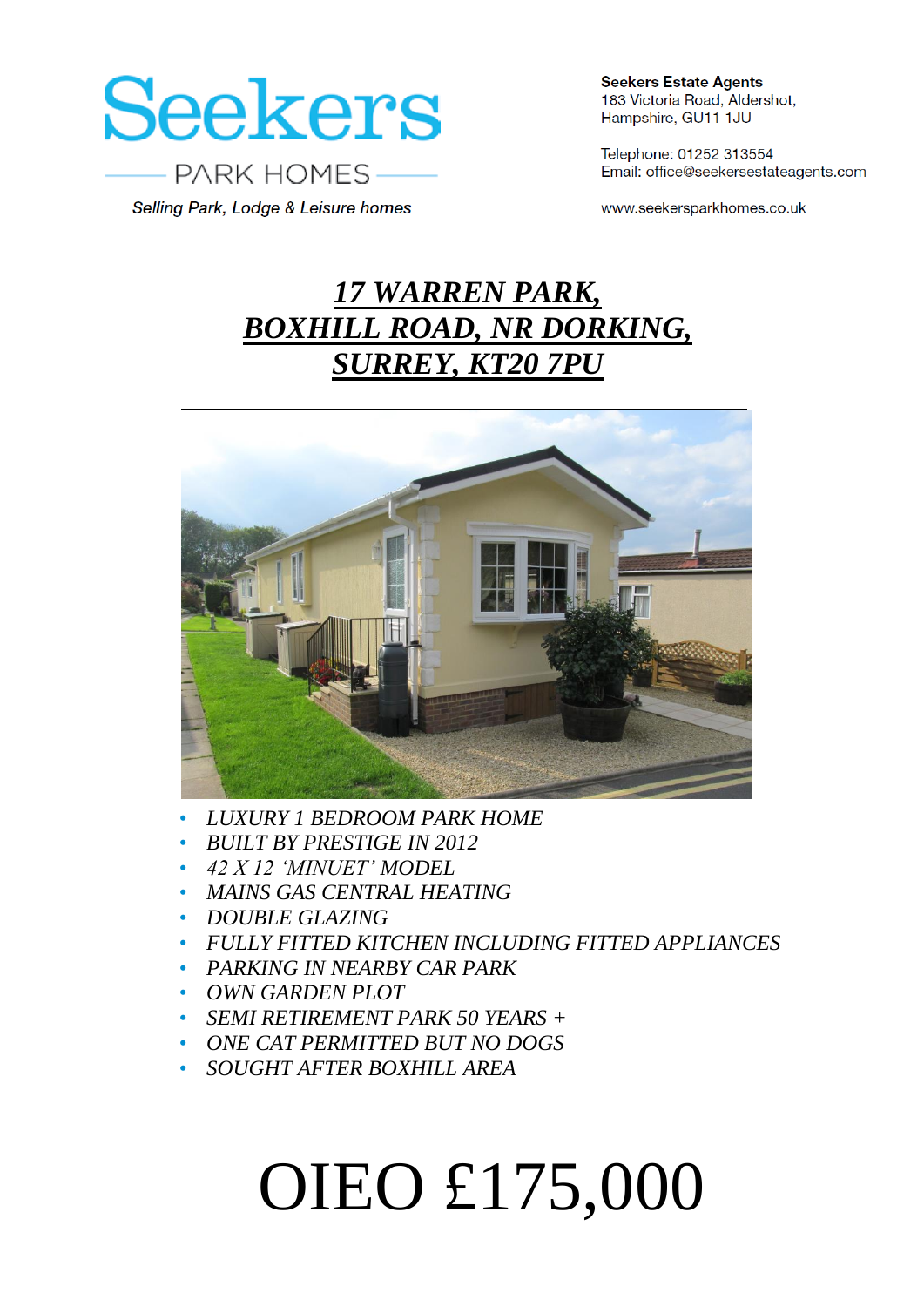Seekers

PARK HOMES

*Selling Park, Lodge & Leisure homes*

**Seekers Estate Agents**
183 Victoria Road, Aldershot,
Hampshire, GU11 1JU

Telephone: 01252 313554
Email: office@seekersestateagents.com

www.seekersparkhomes.co.uk

# *17 WARREN PARK, BOXHILL ROAD, NR DORKING, SURREY, KT20 7PU*

- *LUXURY 1 BEDROOM PARK HOME*
- *BUILT BY PRESTIGE IN 2012*
- *42 X 12 'MINUET' MODEL*
- *MAINS GAS CENTRAL HEATING*
- *DOUBLE GLAZING*
- *FULLY FITTED KITCHEN INCLUDING FITTED APPLIANCES*
- *PARKING IN NEARBY CAR PARK*
- *OWN GARDEN PLOT*
- *SEMI RETIREMENT PARK 50 YEARS +*
- *ONE CAT PERMITTED BUT NO DOGS*
- *SOUGHT AFTER BOXHILL AREA*

# OIEO £175,000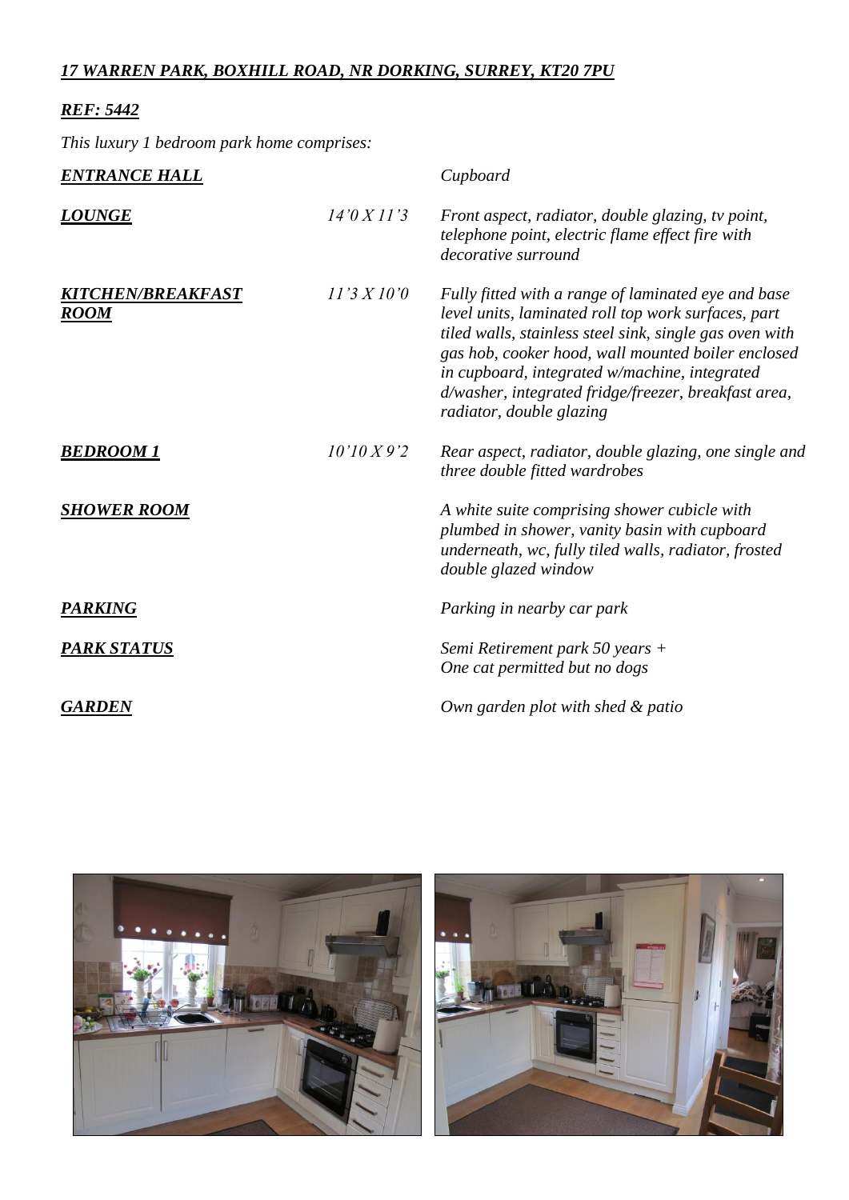***17 WARREN PARK, BOXHILL ROAD, NR DORKING, SURREY, KT20 7PU***

***REF: 5442***

*This luxury 1 bedroom park home comprises:*

| | | |
|---|---|---|
| ***ENTRANCE HALL*** | | *Cupboard* |
| ***LOUNGE*** | *14'0 X 11'3* | *Front aspect, radiator, double glazing, tv point, telephone point, electric flame effect fire with decorative surround* |
| ***KITCHEN/BREAKFAST ROOM*** | *11'3 X 10'0* | *Fully fitted with a range of laminated eye and base level units, laminated roll top work surfaces, part tiled walls, stainless steel sink, single gas oven with gas hob, cooker hood, wall mounted boiler enclosed in cupboard, integrated w/machine, integrated d/washer, integrated fridge/freezer, breakfast area, radiator, double glazing* |
| ***BEDROOM 1*** | *10'10 X 9'2* | *Rear aspect, radiator, double glazing, one single and three double fitted wardrobes* |
| ***SHOWER ROOM*** | | *A white suite comprising shower cubicle with plumbed in shower, vanity basin with cupboard underneath, wc, fully tiled walls, radiator, frosted double glazed window* |
| ***PARKING*** | | *Parking in nearby car park* |
| ***PARK STATUS*** | | *Semi Retirement park 50 years +*<br>*One cat permitted but no dogs* |
| ***GARDEN*** | | *Own garden plot with shed & patio* |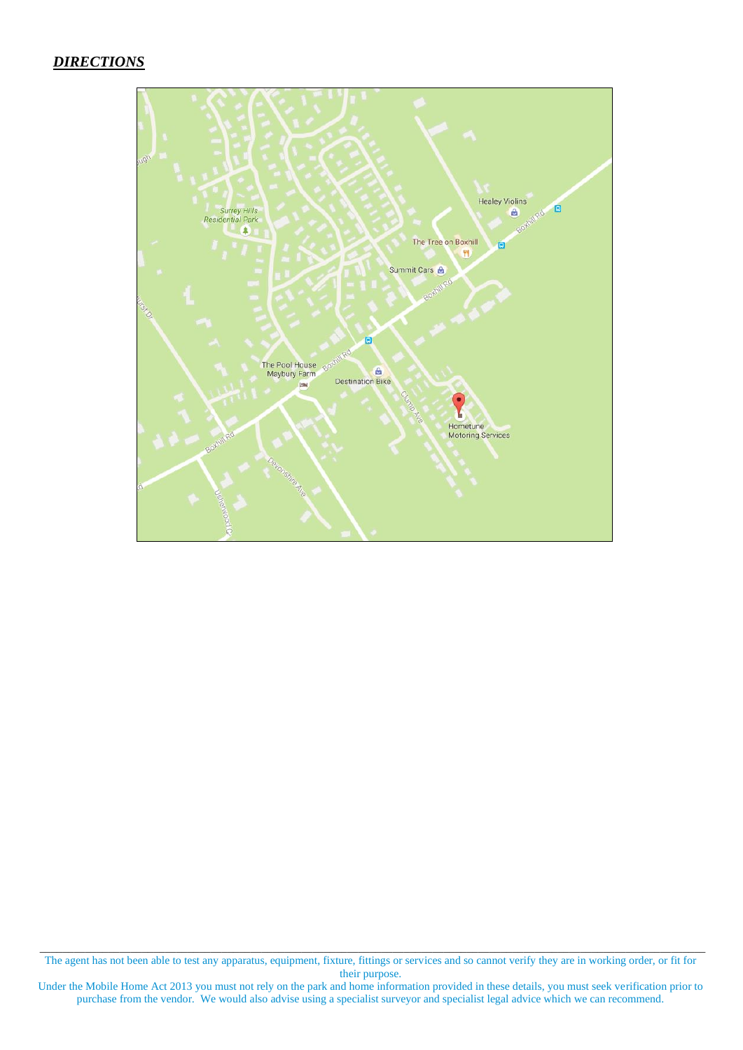***DIRECTIONS***

Surrey Hills Residential Park

Healey Violins

Boxhill Rd

The Tree on Boxhill

Summit Cars

Boxhill Rd

The Pool House Maybury Farm

Boxhill Rd

Destination Bike

Clump Ave

Hometune Motoring Services

Boxhill Rd

Devonshire Ave

---

The agent has not been able to test any apparatus, equipment, fixture, fittings or services and so cannot verify they are in working order, or fit for their purpose.

Under the Mobile Home Act 2013 you must not rely on the park and home information provided in these details, you must seek verification prior to purchase from the vendor. We would also advise using a specialist surveyor and specialist legal advice which we can recommend.